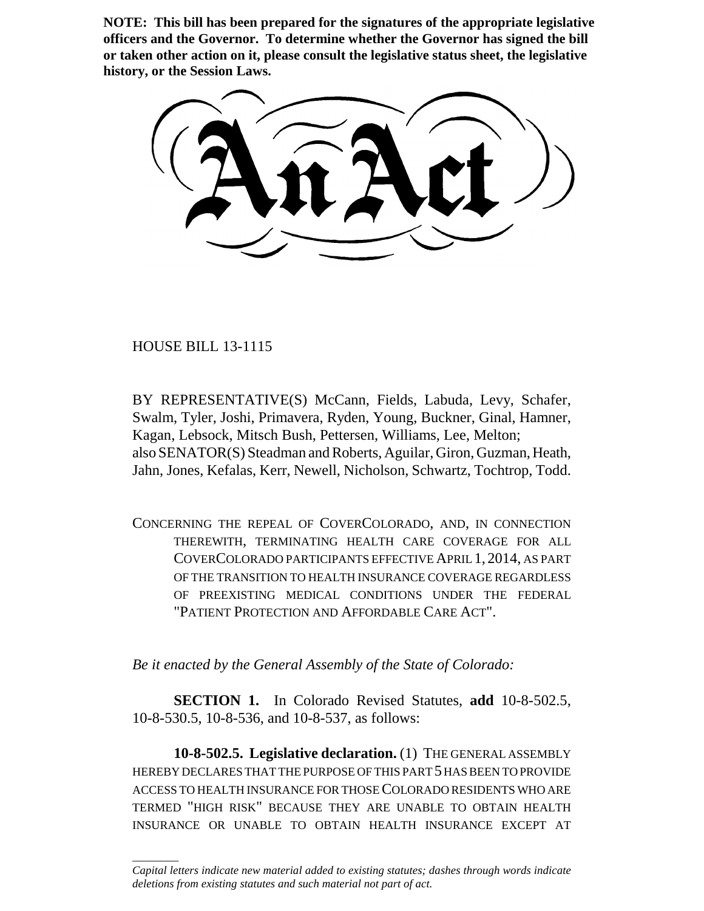**NOTE: This bill has been prepared for the signatures of the appropriate legislative officers and the Governor. To determine whether the Governor has signed the bill or taken other action on it, please consult the legislative status sheet, the legislative history, or the Session Laws.**

# An Act

HOUSE BILL 13-1115

BY REPRESENTATIVE(S) McCann, Fields, Labuda, Levy, Schafer, Swalm, Tyler, Joshi, Primavera, Ryden, Young, Buckner, Ginal, Hamner, Kagan, Lebsock, Mitsch Bush, Pettersen, Williams, Lee, Melton;
also SENATOR(S) Steadman and Roberts, Aguilar, Giron, Guzman, Heath, Jahn, Jones, Kefalas, Kerr, Newell, Nicholson, Schwartz, Tochtrop, Todd.

CONCERNING THE REPEAL OF COVERCOLORADO, AND, IN CONNECTION THEREWITH, TERMINATING HEALTH CARE COVERAGE FOR ALL COVERCOLORADO PARTICIPANTS EFFECTIVE APRIL 1, 2014, AS PART OF THE TRANSITION TO HEALTH INSURANCE COVERAGE REGARDLESS OF PREEXISTING MEDICAL CONDITIONS UNDER THE FEDERAL "PATIENT PROTECTION AND AFFORDABLE CARE ACT".

*Be it enacted by the General Assembly of the State of Colorado:*

**SECTION 1.** In Colorado Revised Statutes, **add** 10-8-502.5, 10-8-530.5, 10-8-536, and 10-8-537, as follows:

**10-8-502.5. Legislative declaration.** (1) THE GENERAL ASSEMBLY HEREBY DECLARES THAT THE PURPOSE OF THIS PART 5 HAS BEEN TO PROVIDE ACCESS TO HEALTH INSURANCE FOR THOSE COLORADO RESIDENTS WHO ARE TERMED "HIGH RISK" BECAUSE THEY ARE UNABLE TO OBTAIN HEALTH INSURANCE OR UNABLE TO OBTAIN HEALTH INSURANCE EXCEPT AT

*Capital letters indicate new material added to existing statutes; dashes through words indicate deletions from existing statutes and such material not part of act.*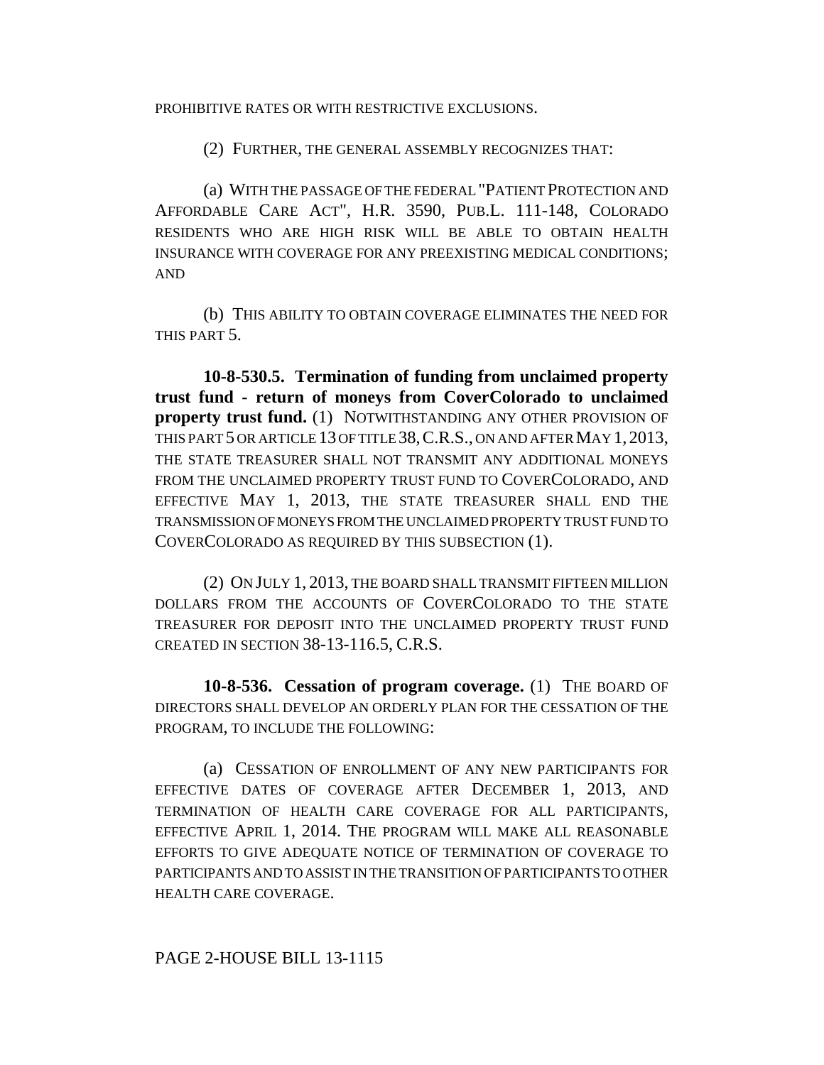PROHIBITIVE RATES OR WITH RESTRICTIVE EXCLUSIONS.

(2) FURTHER, THE GENERAL ASSEMBLY RECOGNIZES THAT:

(a) WITH THE PASSAGE OF THE FEDERAL "PATIENT PROTECTION AND AFFORDABLE CARE ACT", H.R. 3590, PUB.L. 111-148, COLORADO RESIDENTS WHO ARE HIGH RISK WILL BE ABLE TO OBTAIN HEALTH INSURANCE WITH COVERAGE FOR ANY PREEXISTING MEDICAL CONDITIONS; AND

(b) THIS ABILITY TO OBTAIN COVERAGE ELIMINATES THE NEED FOR THIS PART 5.

**10-8-530.5. Termination of funding from unclaimed property trust fund - return of moneys from CoverColorado to unclaimed property trust fund.** (1) NOTWITHSTANDING ANY OTHER PROVISION OF THIS PART 5 OR ARTICLE 13 OF TITLE 38, C.R.S., ON AND AFTER MAY 1, 2013, THE STATE TREASURER SHALL NOT TRANSMIT ANY ADDITIONAL MONEYS FROM THE UNCLAIMED PROPERTY TRUST FUND TO COVERCOLORADO, AND EFFECTIVE MAY 1, 2013, THE STATE TREASURER SHALL END THE TRANSMISSION OF MONEYS FROM THE UNCLAIMED PROPERTY TRUST FUND TO COVERCOLORADO AS REQUIRED BY THIS SUBSECTION (1).

(2) ON JULY 1, 2013, THE BOARD SHALL TRANSMIT FIFTEEN MILLION DOLLARS FROM THE ACCOUNTS OF COVERCOLORADO TO THE STATE TREASURER FOR DEPOSIT INTO THE UNCLAIMED PROPERTY TRUST FUND CREATED IN SECTION 38-13-116.5, C.R.S.

**10-8-536. Cessation of program coverage.** (1) THE BOARD OF DIRECTORS SHALL DEVELOP AN ORDERLY PLAN FOR THE CESSATION OF THE PROGRAM, TO INCLUDE THE FOLLOWING:

(a) CESSATION OF ENROLLMENT OF ANY NEW PARTICIPANTS FOR EFFECTIVE DATES OF COVERAGE AFTER DECEMBER 1, 2013, AND TERMINATION OF HEALTH CARE COVERAGE FOR ALL PARTICIPANTS, EFFECTIVE APRIL 1, 2014. THE PROGRAM WILL MAKE ALL REASONABLE EFFORTS TO GIVE ADEQUATE NOTICE OF TERMINATION OF COVERAGE TO PARTICIPANTS AND TO ASSIST IN THE TRANSITION OF PARTICIPANTS TO OTHER HEALTH CARE COVERAGE.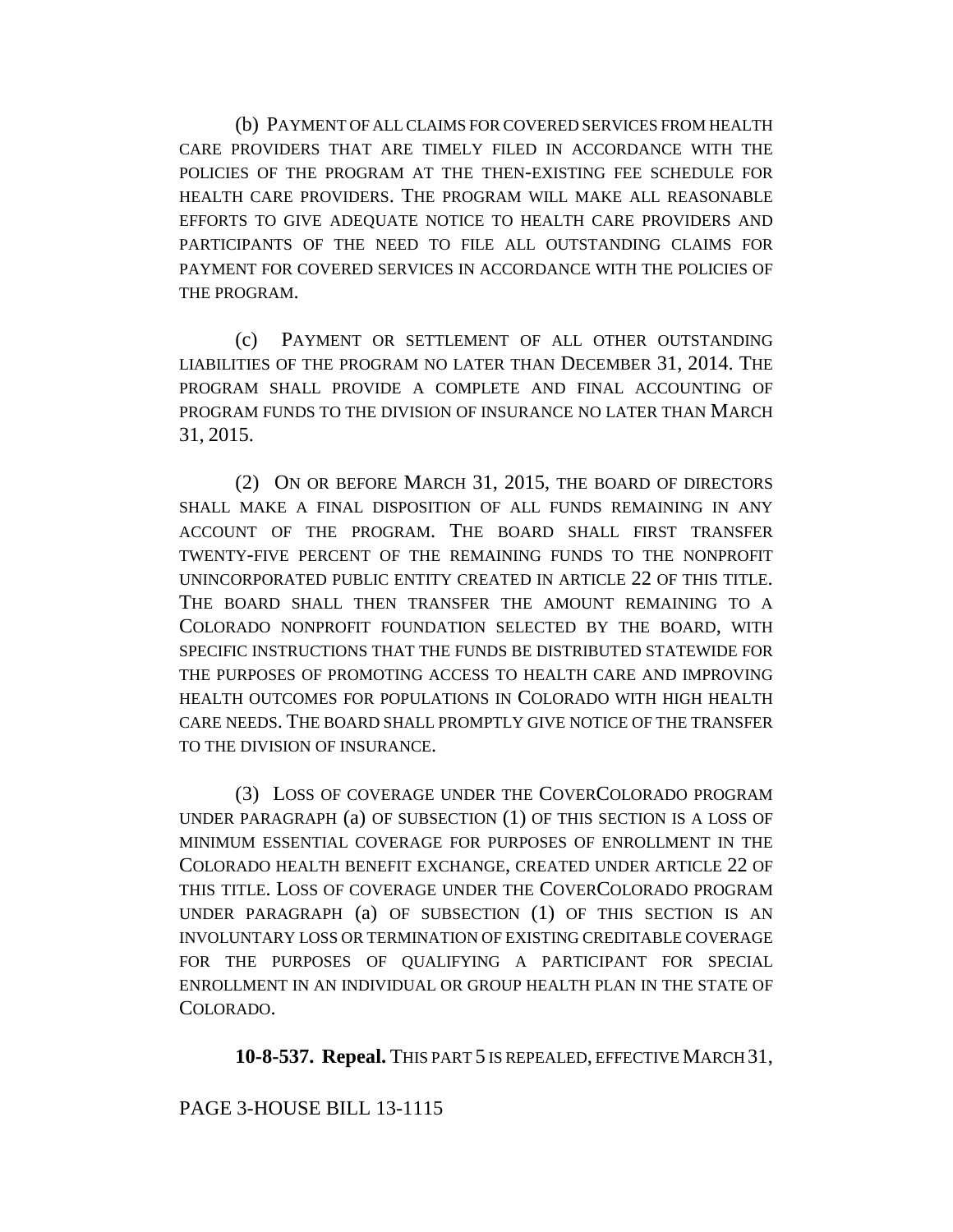(b) PAYMENT OF ALL CLAIMS FOR COVERED SERVICES FROM HEALTH CARE PROVIDERS THAT ARE TIMELY FILED IN ACCORDANCE WITH THE POLICIES OF THE PROGRAM AT THE THEN-EXISTING FEE SCHEDULE FOR HEALTH CARE PROVIDERS. THE PROGRAM WILL MAKE ALL REASONABLE EFFORTS TO GIVE ADEQUATE NOTICE TO HEALTH CARE PROVIDERS AND PARTICIPANTS OF THE NEED TO FILE ALL OUTSTANDING CLAIMS FOR PAYMENT FOR COVERED SERVICES IN ACCORDANCE WITH THE POLICIES OF THE PROGRAM.

(c) PAYMENT OR SETTLEMENT OF ALL OTHER OUTSTANDING LIABILITIES OF THE PROGRAM NO LATER THAN DECEMBER 31, 2014. THE PROGRAM SHALL PROVIDE A COMPLETE AND FINAL ACCOUNTING OF PROGRAM FUNDS TO THE DIVISION OF INSURANCE NO LATER THAN MARCH 31, 2015.

(2) ON OR BEFORE MARCH 31, 2015, THE BOARD OF DIRECTORS SHALL MAKE A FINAL DISPOSITION OF ALL FUNDS REMAINING IN ANY ACCOUNT OF THE PROGRAM. THE BOARD SHALL FIRST TRANSFER TWENTY-FIVE PERCENT OF THE REMAINING FUNDS TO THE NONPROFIT UNINCORPORATED PUBLIC ENTITY CREATED IN ARTICLE 22 OF THIS TITLE. THE BOARD SHALL THEN TRANSFER THE AMOUNT REMAINING TO A COLORADO NONPROFIT FOUNDATION SELECTED BY THE BOARD, WITH SPECIFIC INSTRUCTIONS THAT THE FUNDS BE DISTRIBUTED STATEWIDE FOR THE PURPOSES OF PROMOTING ACCESS TO HEALTH CARE AND IMPROVING HEALTH OUTCOMES FOR POPULATIONS IN COLORADO WITH HIGH HEALTH CARE NEEDS. THE BOARD SHALL PROMPTLY GIVE NOTICE OF THE TRANSFER TO THE DIVISION OF INSURANCE.

(3) LOSS OF COVERAGE UNDER THE COVERCOLORADO PROGRAM UNDER PARAGRAPH (a) OF SUBSECTION (1) OF THIS SECTION IS A LOSS OF MINIMUM ESSENTIAL COVERAGE FOR PURPOSES OF ENROLLMENT IN THE COLORADO HEALTH BENEFIT EXCHANGE, CREATED UNDER ARTICLE 22 OF THIS TITLE. LOSS OF COVERAGE UNDER THE COVERCOLORADO PROGRAM UNDER PARAGRAPH (a) OF SUBSECTION (1) OF THIS SECTION IS AN INVOLUNTARY LOSS OR TERMINATION OF EXISTING CREDITABLE COVERAGE FOR THE PURPOSES OF QUALIFYING A PARTICIPANT FOR SPECIAL ENROLLMENT IN AN INDIVIDUAL OR GROUP HEALTH PLAN IN THE STATE OF COLORADO.

**10-8-537. Repeal.** THIS PART 5 IS REPEALED, EFFECTIVE MARCH 31,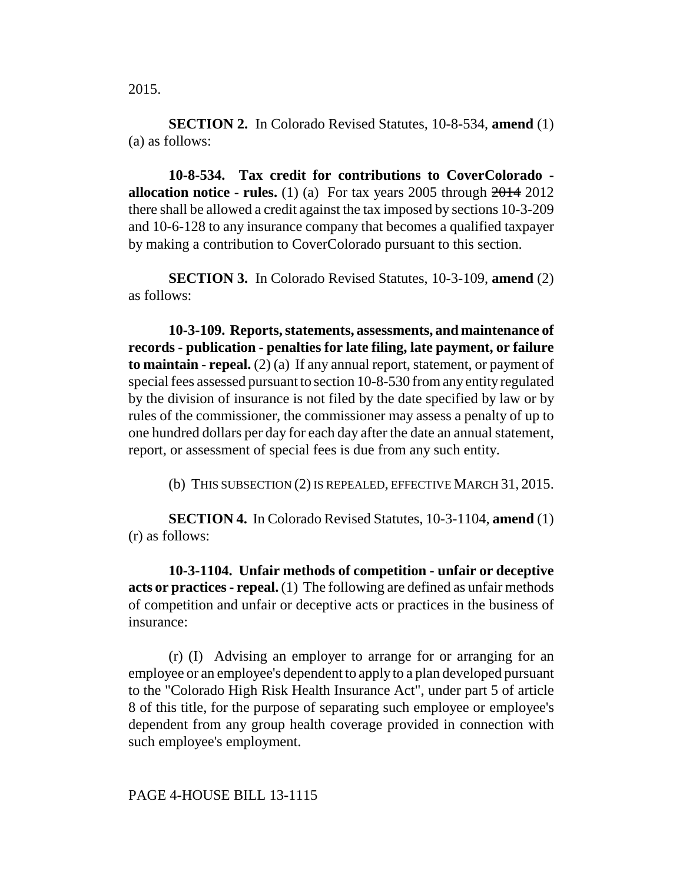2015.

**SECTION 2.** In Colorado Revised Statutes, 10-8-534, **amend** (1) (a) as follows:

**10-8-534. Tax credit for contributions to CoverColorado - allocation notice - rules.** (1) (a) For tax years 2005 through ~~2014~~ 2012 there shall be allowed a credit against the tax imposed by sections 10-3-209 and 10-6-128 to any insurance company that becomes a qualified taxpayer by making a contribution to CoverColorado pursuant to this section.

**SECTION 3.** In Colorado Revised Statutes, 10-3-109, **amend** (2) as follows:

**10-3-109. Reports, statements, assessments, and maintenance of records - publication - penalties for late filing, late payment, or failure to maintain - repeal.** (2) (a) If any annual report, statement, or payment of special fees assessed pursuant to section 10-8-530 from any entity regulated by the division of insurance is not filed by the date specified by law or by rules of the commissioner, the commissioner may assess a penalty of up to one hundred dollars per day for each day after the date an annual statement, report, or assessment of special fees is due from any such entity.

(b) THIS SUBSECTION (2) IS REPEALED, EFFECTIVE MARCH 31, 2015.

**SECTION 4.** In Colorado Revised Statutes, 10-3-1104, **amend** (1) (r) as follows:

**10-3-1104. Unfair methods of competition - unfair or deceptive acts or practices - repeal.** (1) The following are defined as unfair methods of competition and unfair or deceptive acts or practices in the business of insurance:

(r) (I) Advising an employer to arrange for or arranging for an employee or an employee's dependent to apply to a plan developed pursuant to the "Colorado High Risk Health Insurance Act", under part 5 of article 8 of this title, for the purpose of separating such employee or employee's dependent from any group health coverage provided in connection with such employee's employment.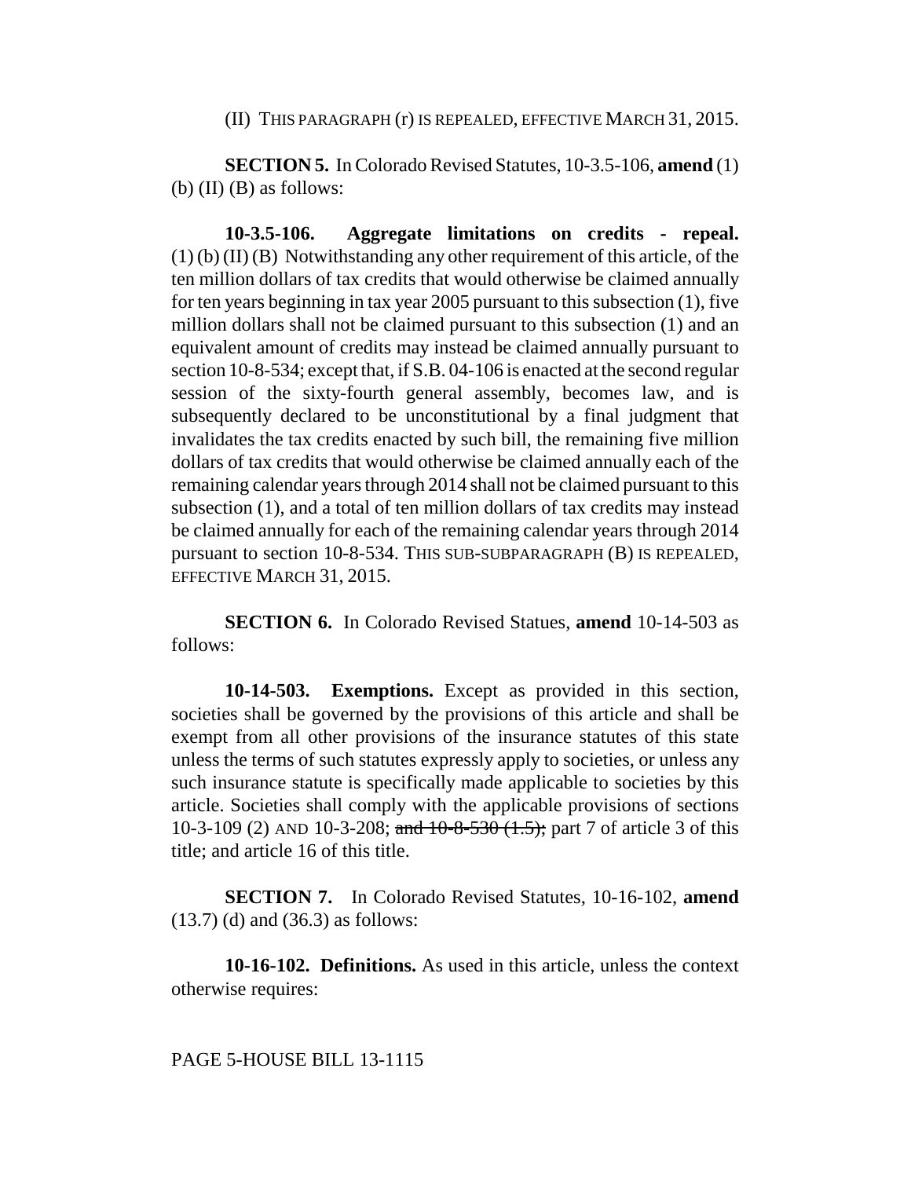(II) THIS PARAGRAPH (r) IS REPEALED, EFFECTIVE MARCH 31, 2015.

**SECTION 5.** In Colorado Revised Statutes, 10-3.5-106, **amend** (1) (b) (II) (B) as follows:

**10-3.5-106. Aggregate limitations on credits - repeal.** (1) (b) (II) (B) Notwithstanding any other requirement of this article, of the ten million dollars of tax credits that would otherwise be claimed annually for ten years beginning in tax year 2005 pursuant to this subsection (1), five million dollars shall not be claimed pursuant to this subsection (1) and an equivalent amount of credits may instead be claimed annually pursuant to section 10-8-534; except that, if S.B. 04-106 is enacted at the second regular session of the sixty-fourth general assembly, becomes law, and is subsequently declared to be unconstitutional by a final judgment that invalidates the tax credits enacted by such bill, the remaining five million dollars of tax credits that would otherwise be claimed annually each of the remaining calendar years through 2014 shall not be claimed pursuant to this subsection (1), and a total of ten million dollars of tax credits may instead be claimed annually for each of the remaining calendar years through 2014 pursuant to section 10-8-534. THIS SUB-SUBPARAGRAPH (B) IS REPEALED, EFFECTIVE MARCH 31, 2015.

**SECTION 6.** In Colorado Revised Statues, **amend** 10-14-503 as follows:

**10-14-503. Exemptions.** Except as provided in this section, societies shall be governed by the provisions of this article and shall be exempt from all other provisions of the insurance statutes of this state unless the terms of such statutes expressly apply to societies, or unless any such insurance statute is specifically made applicable to societies by this article. Societies shall comply with the applicable provisions of sections 10-3-109 (2) AND 10-3-208; ~~and 10-8-530 (1.5);~~ part 7 of article 3 of this title; and article 16 of this title.

**SECTION 7.** In Colorado Revised Statutes, 10-16-102, **amend** (13.7) (d) and (36.3) as follows:

**10-16-102. Definitions.** As used in this article, unless the context otherwise requires: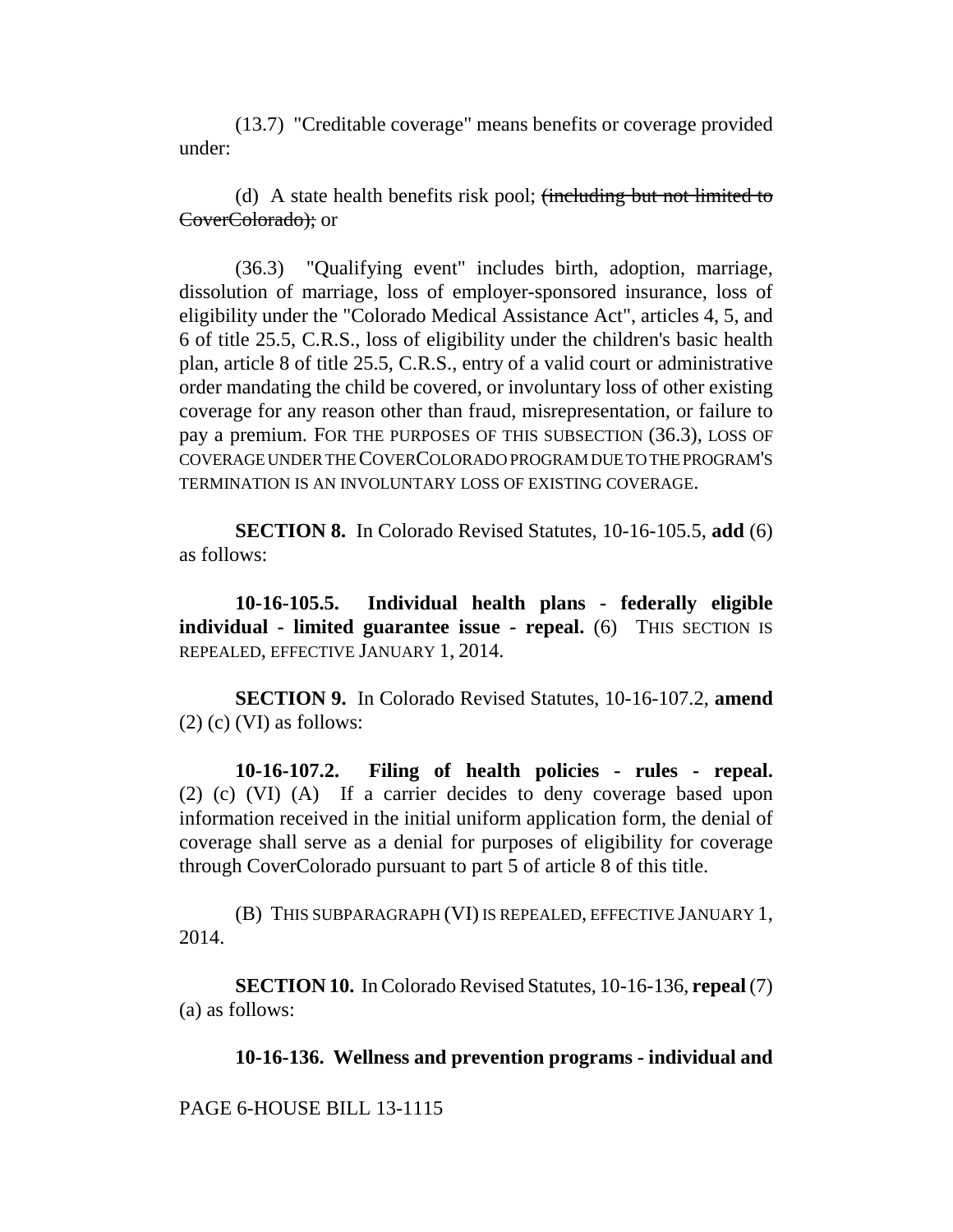(13.7) "Creditable coverage" means benefits or coverage provided under:

(d) A state health benefits risk pool; ~~(including but not limited to CoverColorado);~~ or

(36.3) "Qualifying event" includes birth, adoption, marriage, dissolution of marriage, loss of employer-sponsored insurance, loss of eligibility under the "Colorado Medical Assistance Act", articles 4, 5, and 6 of title 25.5, C.R.S., loss of eligibility under the children's basic health plan, article 8 of title 25.5, C.R.S., entry of a valid court or administrative order mandating the child be covered, or involuntary loss of other existing coverage for any reason other than fraud, misrepresentation, or failure to pay a premium. FOR THE PURPOSES OF THIS SUBSECTION (36.3), LOSS OF COVERAGE UNDER THE COVERCOLORADO PROGRAM DUE TO THE PROGRAM'S TERMINATION IS AN INVOLUNTARY LOSS OF EXISTING COVERAGE.

**SECTION 8.** In Colorado Revised Statutes, 10-16-105.5, **add** (6) as follows:

**10-16-105.5. Individual health plans - federally eligible individual - limited guarantee issue - repeal.** (6) THIS SECTION IS REPEALED, EFFECTIVE JANUARY 1, 2014.

**SECTION 9.** In Colorado Revised Statutes, 10-16-107.2, **amend** (2) (c) (VI) as follows:

**10-16-107.2. Filing of health policies - rules - repeal.** (2) (c) (VI) (A) If a carrier decides to deny coverage based upon information received in the initial uniform application form, the denial of coverage shall serve as a denial for purposes of eligibility for coverage through CoverColorado pursuant to part 5 of article 8 of this title.

(B) THIS SUBPARAGRAPH (VI) IS REPEALED, EFFECTIVE JANUARY 1, 2014.

**SECTION 10.** In Colorado Revised Statutes, 10-16-136, **repeal** (7) (a) as follows:

**10-16-136. Wellness and prevention programs - individual and**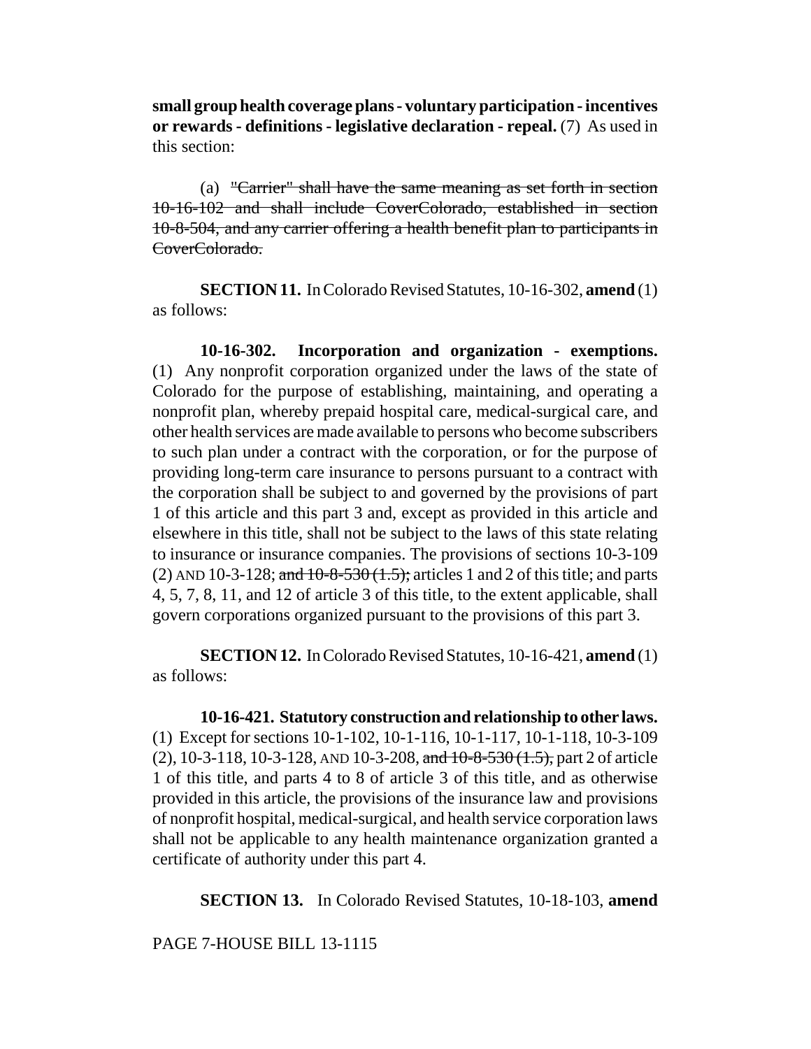**small group health coverage plans - voluntary participation - incentives or rewards - definitions - legislative declaration - repeal.** (7) As used in this section:

(a) ~~"Carrier" shall have the same meaning as set forth in section 10-16-102 and shall include CoverColorado, established in section 10-8-504, and any carrier offering a health benefit plan to participants in CoverColorado.~~

**SECTION 11.** In Colorado Revised Statutes, 10-16-302, **amend** (1) as follows:

**10-16-302. Incorporation and organization - exemptions.** (1) Any nonprofit corporation organized under the laws of the state of Colorado for the purpose of establishing, maintaining, and operating a nonprofit plan, whereby prepaid hospital care, medical-surgical care, and other health services are made available to persons who become subscribers to such plan under a contract with the corporation, or for the purpose of providing long-term care insurance to persons pursuant to a contract with the corporation shall be subject to and governed by the provisions of part 1 of this article and this part 3 and, except as provided in this article and elsewhere in this title, shall not be subject to the laws of this state relating to insurance or insurance companies. The provisions of sections 10-3-109 (2) AND 10-3-128; ~~and 10-8-530 (1.5);~~ articles 1 and 2 of this title; and parts 4, 5, 7, 8, 11, and 12 of article 3 of this title, to the extent applicable, shall govern corporations organized pursuant to the provisions of this part 3.

**SECTION 12.** In Colorado Revised Statutes, 10-16-421, **amend** (1) as follows:

**10-16-421. Statutory construction and relationship to other laws.** (1) Except for sections 10-1-102, 10-1-116, 10-1-117, 10-1-118, 10-3-109 (2), 10-3-118, 10-3-128, AND 10-3-208, ~~and 10-8-530 (1.5),~~ part 2 of article 1 of this title, and parts 4 to 8 of article 3 of this title, and as otherwise provided in this article, the provisions of the insurance law and provisions of nonprofit hospital, medical-surgical, and health service corporation laws shall not be applicable to any health maintenance organization granted a certificate of authority under this part 4.

**SECTION 13.** In Colorado Revised Statutes, 10-18-103, **amend**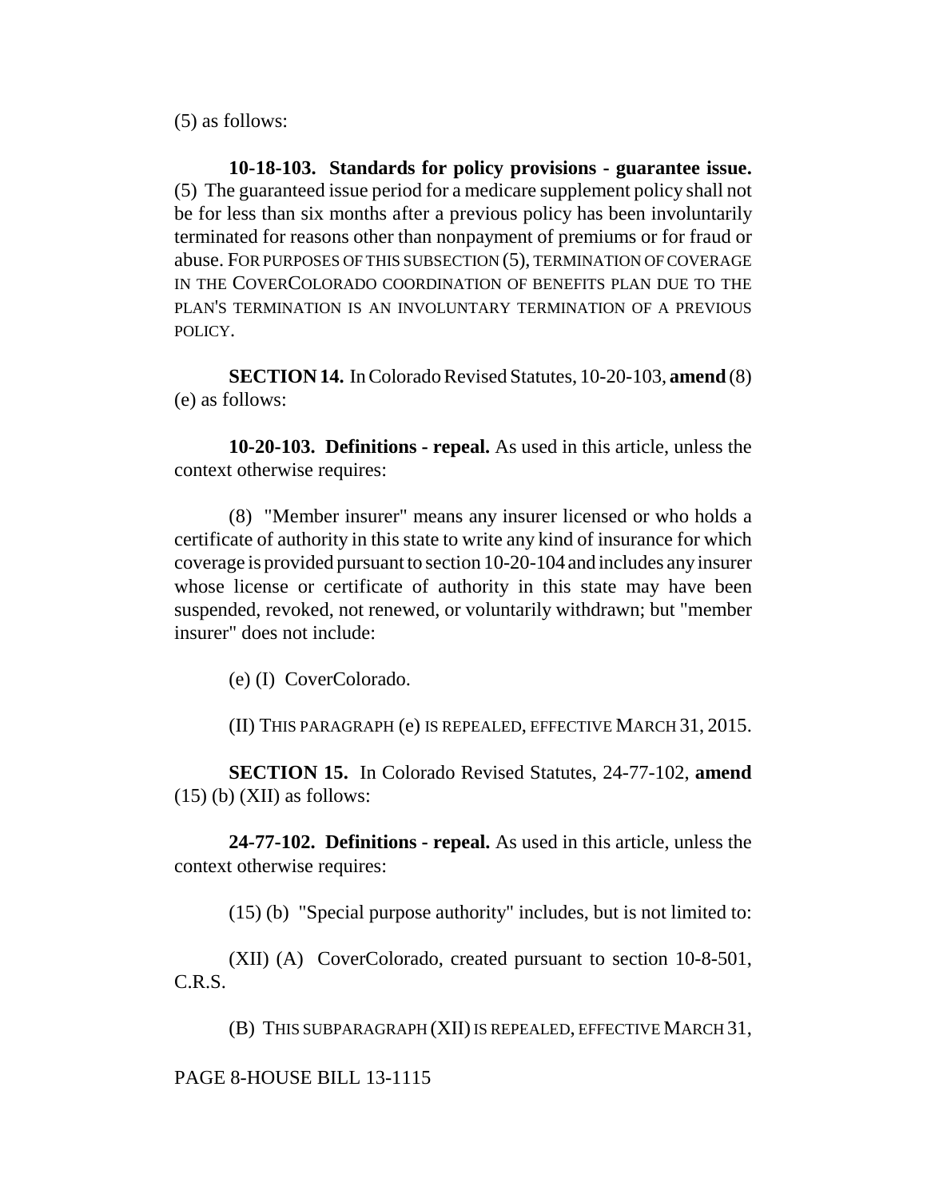(5) as follows:

**10-18-103. Standards for policy provisions - guarantee issue.** (5) The guaranteed issue period for a medicare supplement policy shall not be for less than six months after a previous policy has been involuntarily terminated for reasons other than nonpayment of premiums or for fraud or abuse. FOR PURPOSES OF THIS SUBSECTION (5), TERMINATION OF COVERAGE IN THE COVERCOLORADO COORDINATION OF BENEFITS PLAN DUE TO THE PLAN'S TERMINATION IS AN INVOLUNTARY TERMINATION OF A PREVIOUS POLICY.

**SECTION 14.** In Colorado Revised Statutes, 10-20-103, **amend** (8) (e) as follows:

**10-20-103. Definitions - repeal.** As used in this article, unless the context otherwise requires:

(8) "Member insurer" means any insurer licensed or who holds a certificate of authority in this state to write any kind of insurance for which coverage is provided pursuant to section 10-20-104 and includes any insurer whose license or certificate of authority in this state may have been suspended, revoked, not renewed, or voluntarily withdrawn; but "member insurer" does not include:

(e) (I) CoverColorado.

(II) THIS PARAGRAPH (e) IS REPEALED, EFFECTIVE MARCH 31, 2015.

**SECTION 15.** In Colorado Revised Statutes, 24-77-102, **amend** (15) (b) (XII) as follows:

**24-77-102. Definitions - repeal.** As used in this article, unless the context otherwise requires:

(15) (b) "Special purpose authority" includes, but is not limited to:

(XII) (A) CoverColorado, created pursuant to section 10-8-501, C.R.S.

(B) THIS SUBPARAGRAPH (XII) IS REPEALED, EFFECTIVE MARCH 31,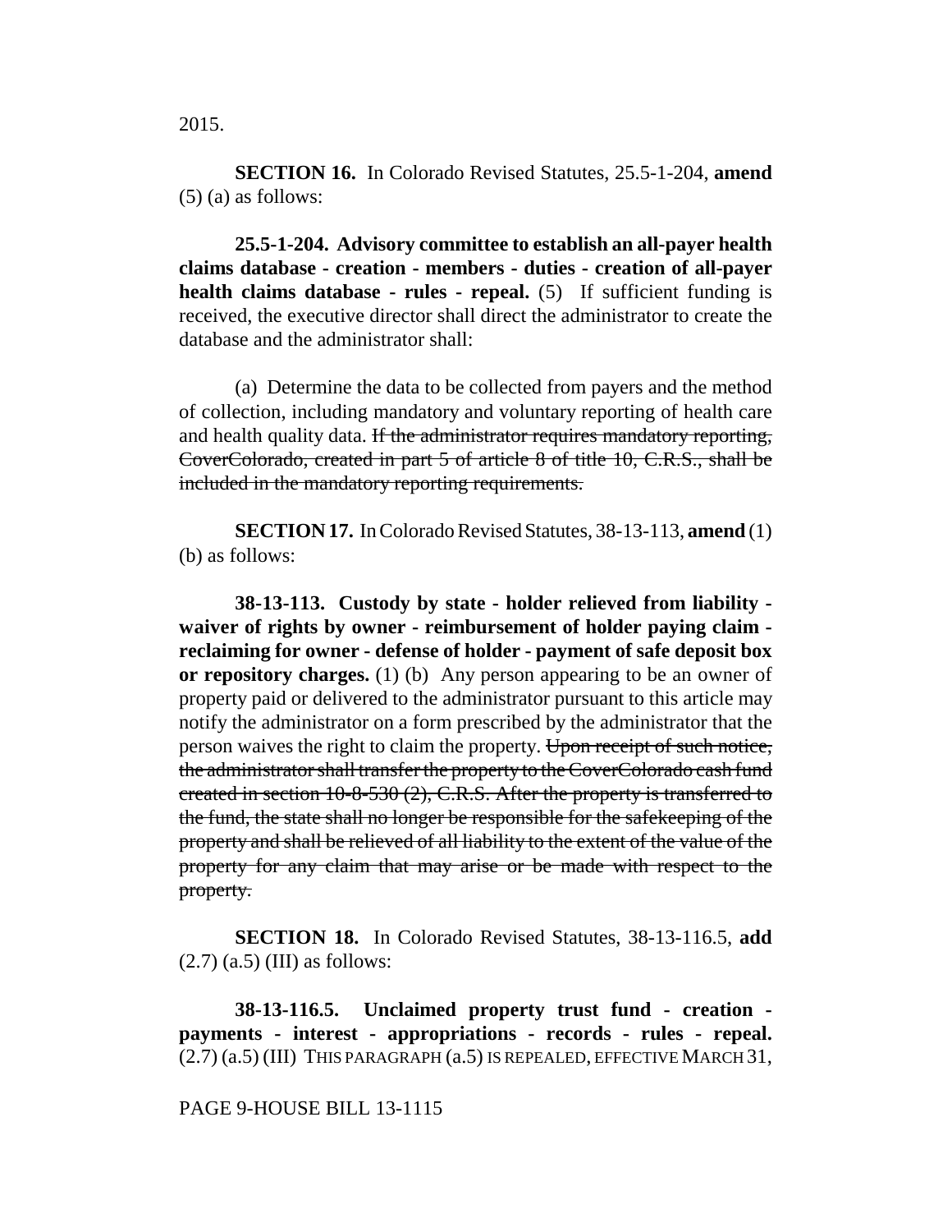2015.

**SECTION 16.** In Colorado Revised Statutes, 25.5-1-204, **amend** (5) (a) as follows:

**25.5-1-204. Advisory committee to establish an all-payer health claims database - creation - members - duties - creation of all-payer health claims database - rules - repeal.** (5) If sufficient funding is received, the executive director shall direct the administrator to create the database and the administrator shall:

(a) Determine the data to be collected from payers and the method of collection, including mandatory and voluntary reporting of health care and health quality data. ~~If the administrator requires mandatory reporting, CoverColorado, created in part 5 of article 8 of title 10, C.R.S., shall be included in the mandatory reporting requirements.~~

**SECTION 17.** In Colorado Revised Statutes, 38-13-113, **amend** (1) (b) as follows:

**38-13-113. Custody by state - holder relieved from liability - waiver of rights by owner - reimbursement of holder paying claim - reclaiming for owner - defense of holder - payment of safe deposit box or repository charges.** (1) (b) Any person appearing to be an owner of property paid or delivered to the administrator pursuant to this article may notify the administrator on a form prescribed by the administrator that the person waives the right to claim the property. ~~Upon receipt of such notice, the administrator shall transfer the property to the CoverColorado cash fund created in section 10-8-530 (2), C.R.S. After the property is transferred to the fund, the state shall no longer be responsible for the safekeeping of the property and shall be relieved of all liability to the extent of the value of the property for any claim that may arise or be made with respect to the property.~~

**SECTION 18.** In Colorado Revised Statutes, 38-13-116.5, **add** (2.7) (a.5) (III) as follows:

**38-13-116.5. Unclaimed property trust fund - creation - payments - interest - appropriations - records - rules - repeal.** (2.7) (a.5) (III) THIS PARAGRAPH (a.5) IS REPEALED, EFFECTIVE MARCH 31,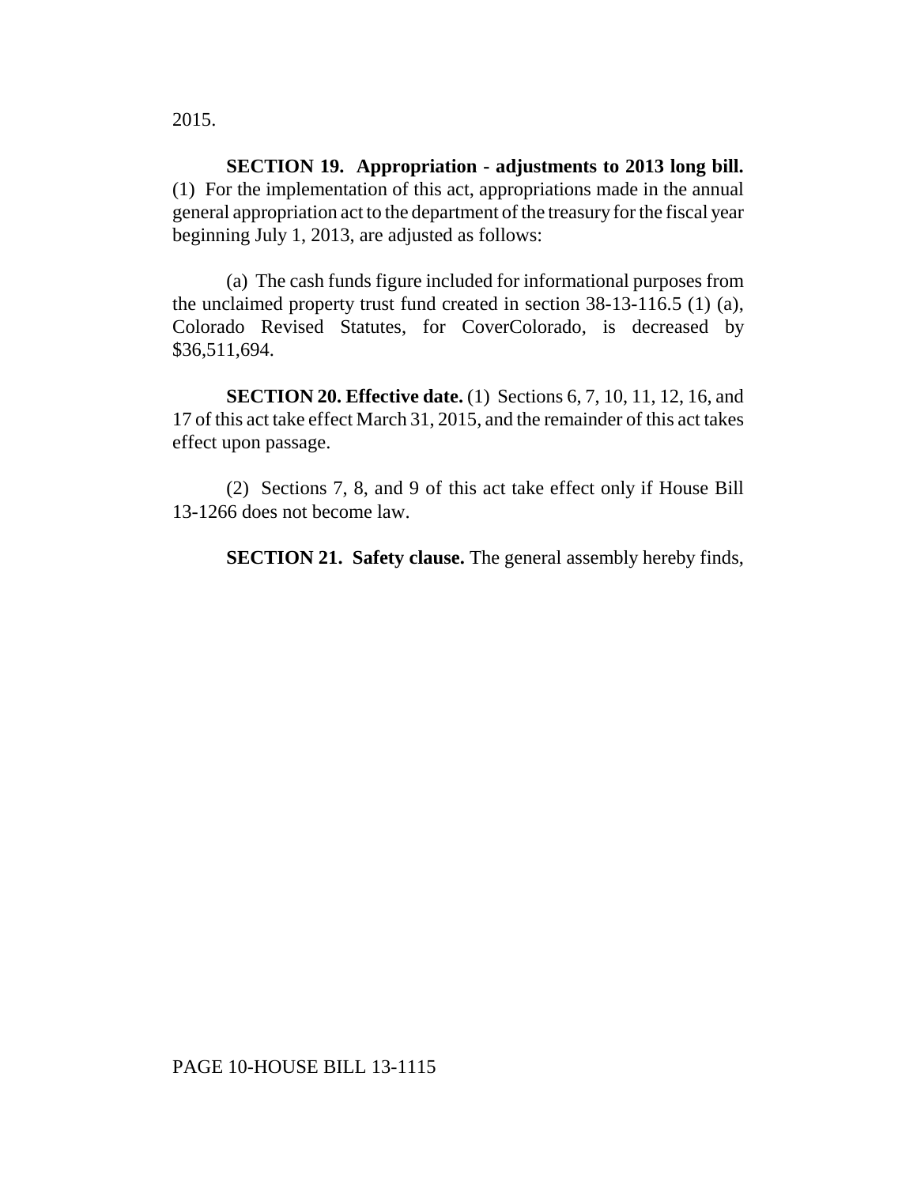2015.

**SECTION 19. Appropriation - adjustments to 2013 long bill.** (1) For the implementation of this act, appropriations made in the annual general appropriation act to the department of the treasury for the fiscal year beginning July 1, 2013, are adjusted as follows:

(a) The cash funds figure included for informational purposes from the unclaimed property trust fund created in section 38-13-116.5 (1) (a), Colorado Revised Statutes, for CoverColorado, is decreased by $36,511,694.

**SECTION 20. Effective date.** (1) Sections 6, 7, 10, 11, 12, 16, and 17 of this act take effect March 31, 2015, and the remainder of this act takes effect upon passage.

(2) Sections 7, 8, and 9 of this act take effect only if House Bill 13-1266 does not become law.

**SECTION 21. Safety clause.** The general assembly hereby finds,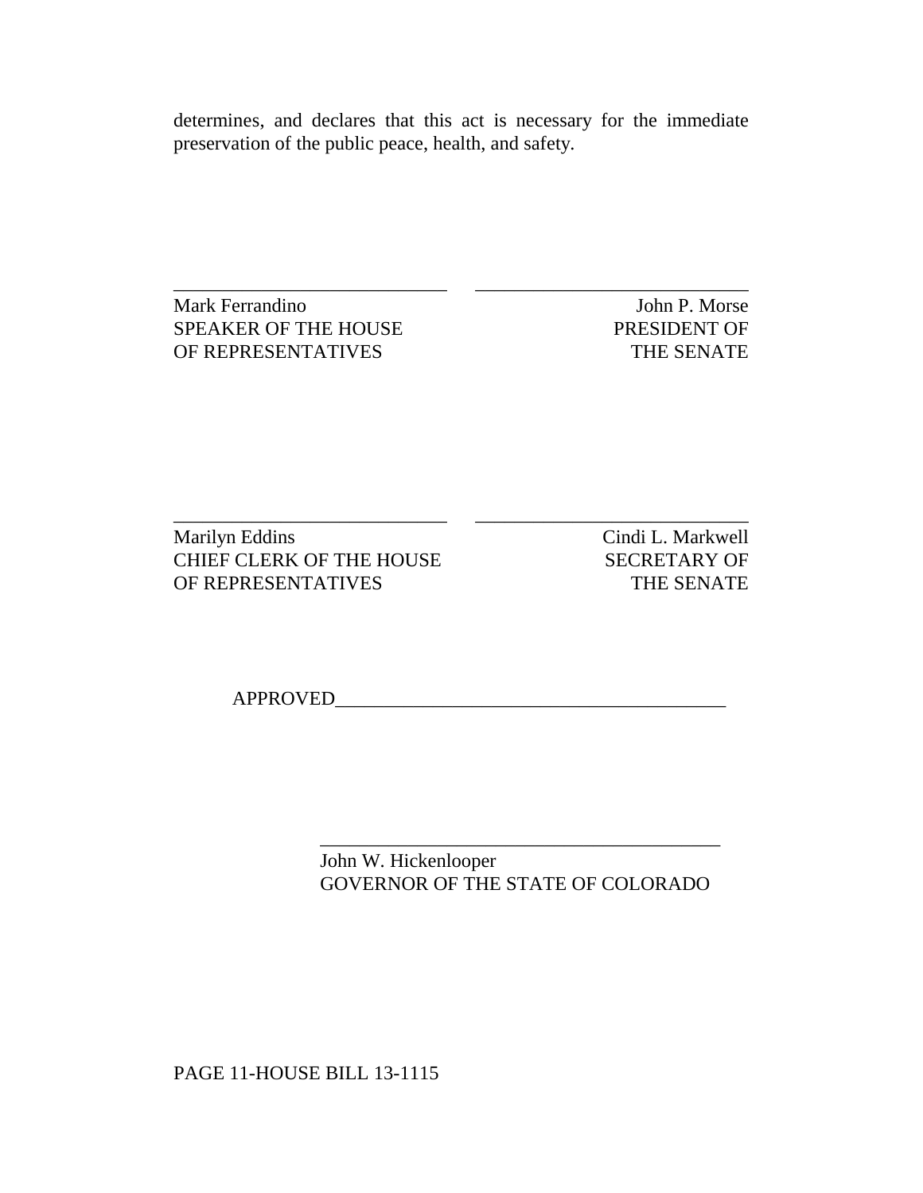determines, and declares that this act is necessary for the immediate preservation of the public peace, health, and safety.

| | |
|---|---|
| \_\_\_\_\_\_\_\_\_\_\_\_\_\_\_\_\_\_\_\_\_\_\_\_\_\_\_\_ | \_\_\_\_\_\_\_\_\_\_\_\_\_\_\_\_\_\_\_\_\_\_\_\_\_\_\_\_ |
| Mark Ferrandino<br>SPEAKER OF THE HOUSE<br>OF REPRESENTATIVES | John P. Morse<br>PRESIDENT OF<br>THE SENATE |

| | |
|---|---|
| \_\_\_\_\_\_\_\_\_\_\_\_\_\_\_\_\_\_\_\_\_\_\_\_\_\_\_\_ | \_\_\_\_\_\_\_\_\_\_\_\_\_\_\_\_\_\_\_\_\_\_\_\_\_\_\_\_ |
| Marilyn Eddins<br>CHIEF CLERK OF THE HOUSE<br>OF REPRESENTATIVES | Cindi L. Markwell<br>SECRETARY OF<br>THE SENATE |

APPROVED________________________________________

_________________________________________

John W. Hickenlooper
GOVERNOR OF THE STATE OF COLORADO

PAGE 11-HOUSE BILL 13-1115